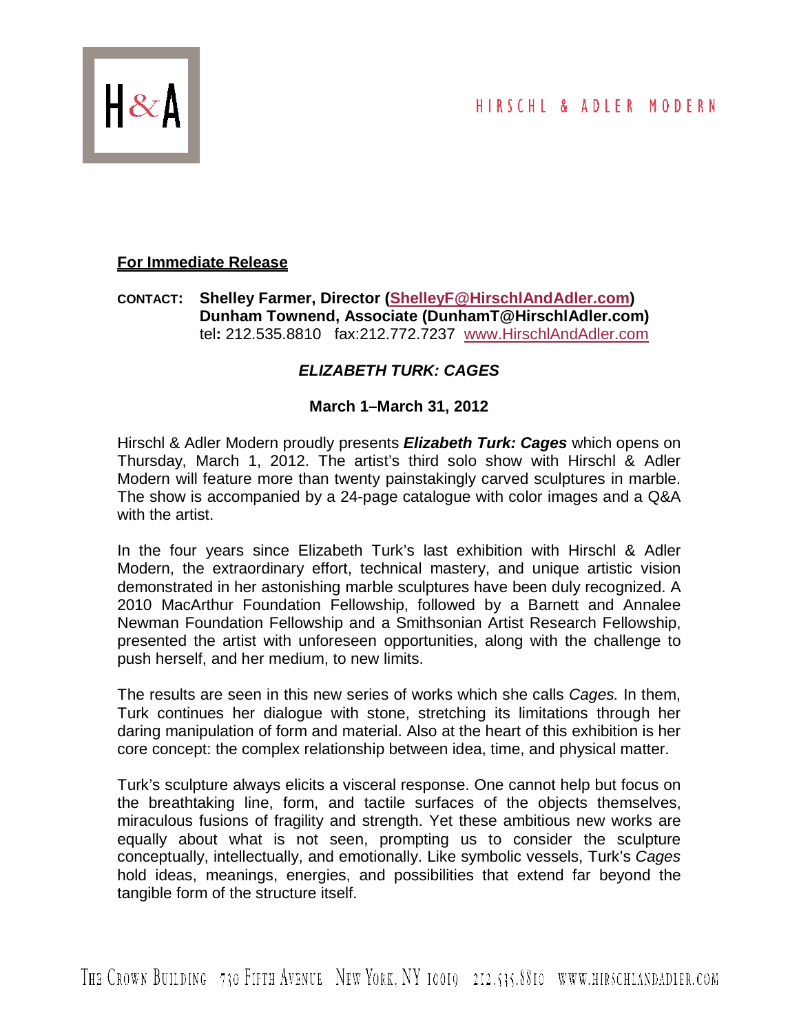HIRSCHL & ADLER MODERN

**For Immediate Release**

**CONTACT:** **Shelley Farmer, Director (ShelleyF@HirschlAndAdler.com)**
**Dunham Townend, Associate (DunhamT@HirschlAdler.com)**
tel**:** 212.535.8810 fax:212.772.7237 www.HirschlAndAdler.com

## ***ELIZABETH TURK: CAGES***

### **March 1–March 31, 2012**

Hirschl & Adler Modern proudly presents ***Elizabeth Turk: Cages*** which opens on Thursday, March 1, 2012. The artist's third solo show with Hirschl & Adler Modern will feature more than twenty painstakingly carved sculptures in marble. The show is accompanied by a 24-page catalogue with color images and a Q&A with the artist.

In the four years since Elizabeth Turk's last exhibition with Hirschl & Adler Modern, the extraordinary effort, technical mastery, and unique artistic vision demonstrated in her astonishing marble sculptures have been duly recognized. A 2010 MacArthur Foundation Fellowship, followed by a Barnett and Annalee Newman Foundation Fellowship and a Smithsonian Artist Research Fellowship, presented the artist with unforeseen opportunities, along with the challenge to push herself, and her medium, to new limits.

The results are seen in this new series of works which she calls *Cages.* In them, Turk continues her dialogue with stone, stretching its limitations through her daring manipulation of form and material. Also at the heart of this exhibition is her core concept: the complex relationship between idea, time, and physical matter.

Turk's sculpture always elicits a visceral response. One cannot help but focus on the breathtaking line, form, and tactile surfaces of the objects themselves, miraculous fusions of fragility and strength. Yet these ambitious new works are equally about what is not seen, prompting us to consider the sculpture conceptually, intellectually, and emotionally. Like symbolic vessels, Turk's *Cages* hold ideas, meanings, energies, and possibilities that extend far beyond the tangible form of the structure itself.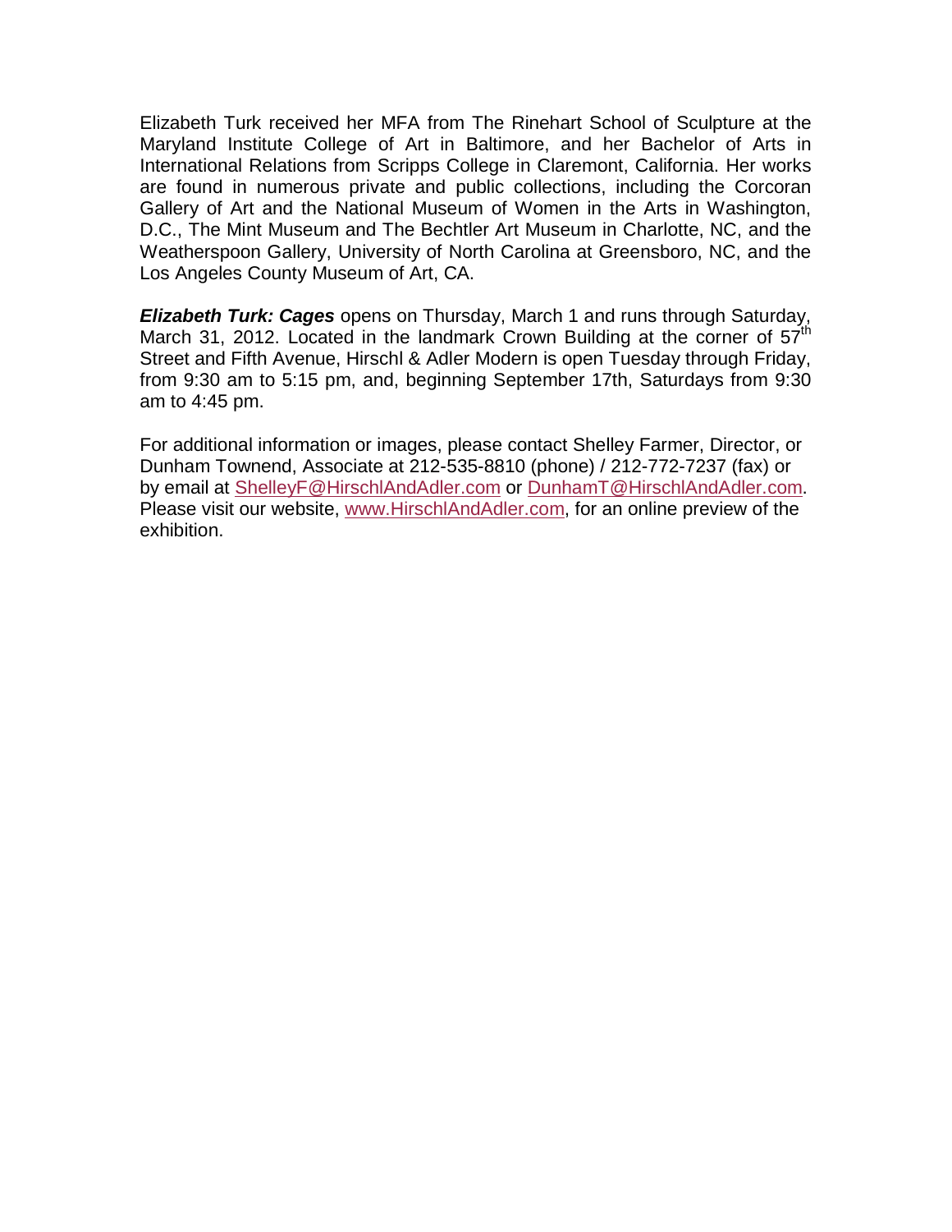Elizabeth Turk received her MFA from The Rinehart School of Sculpture at the Maryland Institute College of Art in Baltimore, and her Bachelor of Arts in International Relations from Scripps College in Claremont, California. Her works are found in numerous private and public collections, including the Corcoran Gallery of Art and the National Museum of Women in the Arts in Washington, D.C., The Mint Museum and The Bechtler Art Museum in Charlotte, NC, and the Weatherspoon Gallery, University of North Carolina at Greensboro, NC, and the Los Angeles County Museum of Art, CA.

***Elizabeth Turk: Cages*** opens on Thursday, March 1 and runs through Saturday, March 31, 2012. Located in the landmark Crown Building at the corner of 57th Street and Fifth Avenue, Hirschl & Adler Modern is open Tuesday through Friday, from 9:30 am to 5:15 pm, and, beginning September 17th, Saturdays from 9:30 am to 4:45 pm.

For additional information or images, please contact Shelley Farmer, Director, or Dunham Townend, Associate at 212-535-8810 (phone) / 212-772-7237 (fax) or by email at ShelleyF@HirschlAndAdler.com or DunhamT@HirschlAndAdler.com. Please visit our website, www.HirschlAndAdler.com, for an online preview of the exhibition.